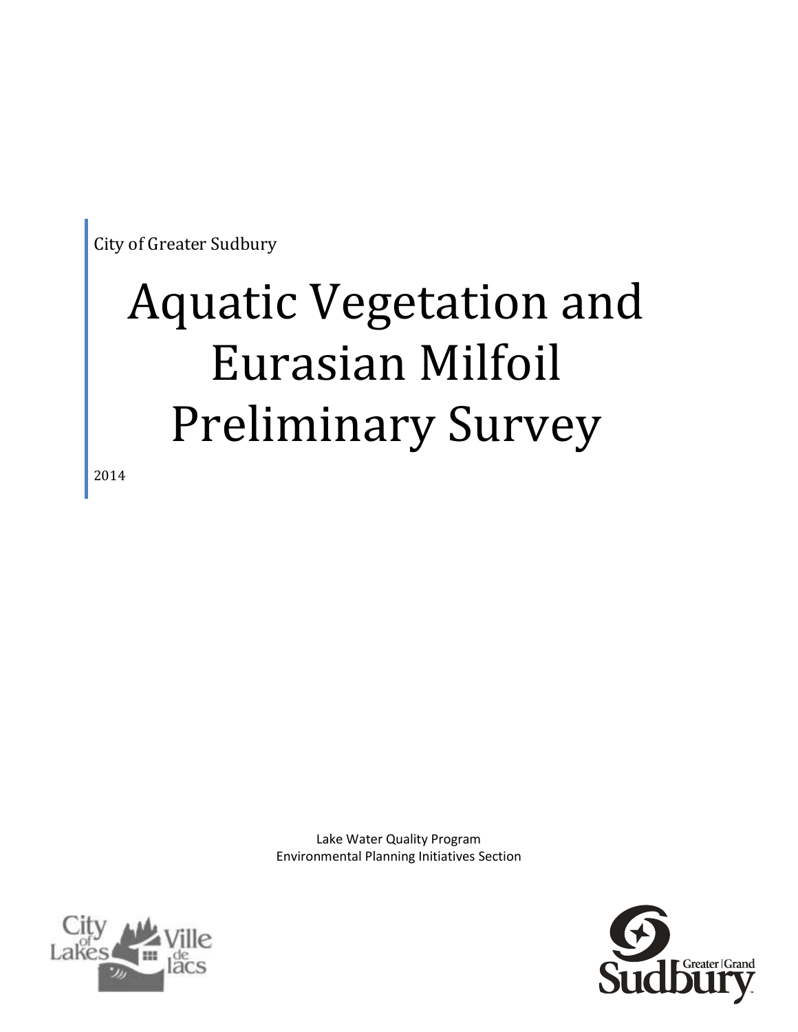City of Greater Sudbury

# Aquatic Vegetation and Eurasian Milfoil Preliminary Survey

2014

Lake Water Quality Program
Environmental Planning Initiatives Section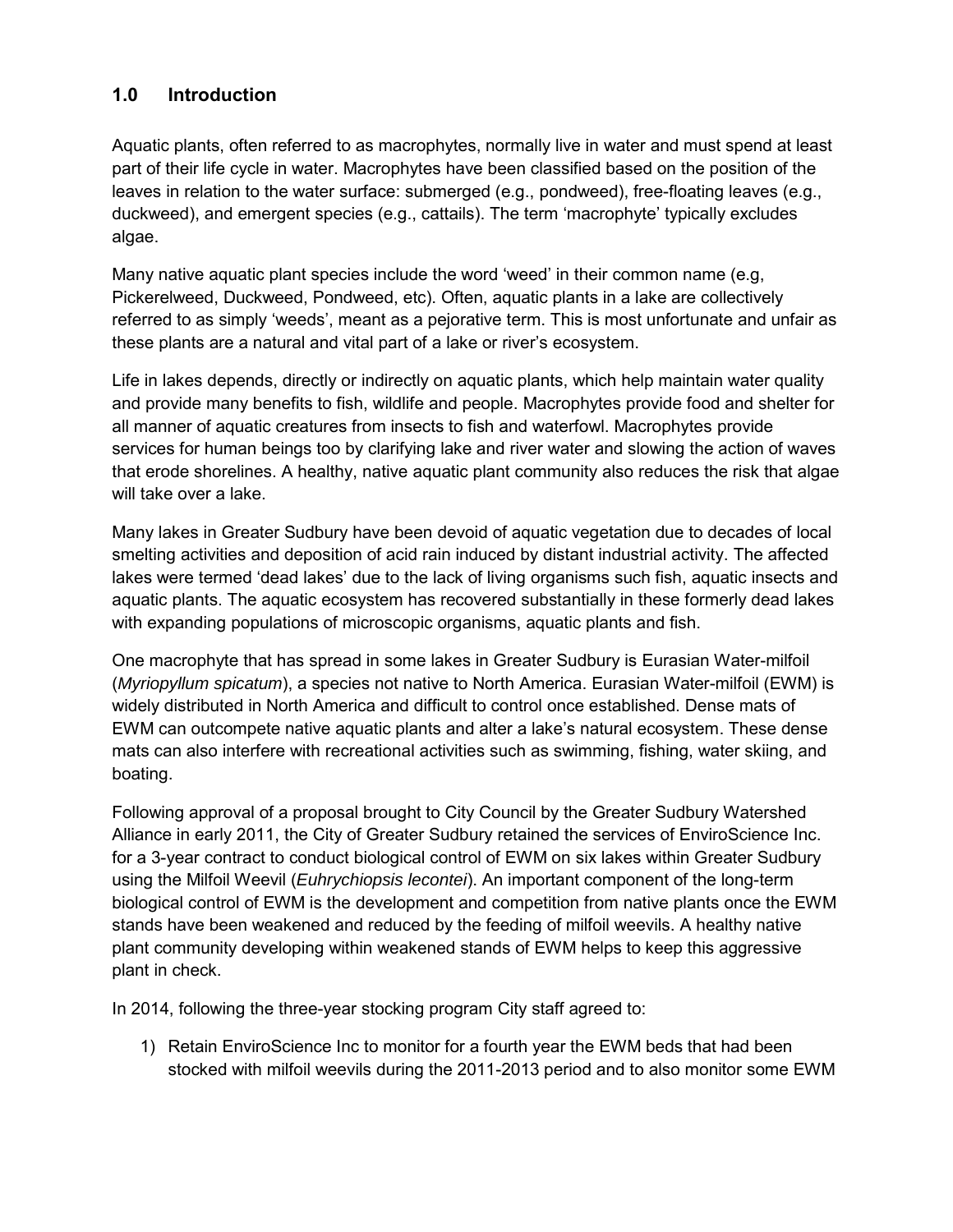## 1.0 Introduction

Aquatic plants, often referred to as macrophytes, normally live in water and must spend at least part of their life cycle in water. Macrophytes have been classified based on the position of the leaves in relation to the water surface: submerged (e.g., pondweed), free-floating leaves (e.g., duckweed), and emergent species (e.g., cattails). The term 'macrophyte' typically excludes algae.

Many native aquatic plant species include the word 'weed' in their common name (e.g, Pickerelweed, Duckweed, Pondweed, etc). Often, aquatic plants in a lake are collectively referred to as simply 'weeds', meant as a pejorative term. This is most unfortunate and unfair as these plants are a natural and vital part of a lake or river's ecosystem.

Life in lakes depends, directly or indirectly on aquatic plants, which help maintain water quality and provide many benefits to fish, wildlife and people. Macrophytes provide food and shelter for all manner of aquatic creatures from insects to fish and waterfowl. Macrophytes provide services for human beings too by clarifying lake and river water and slowing the action of waves that erode shorelines. A healthy, native aquatic plant community also reduces the risk that algae will take over a lake.

Many lakes in Greater Sudbury have been devoid of aquatic vegetation due to decades of local smelting activities and deposition of acid rain induced by distant industrial activity. The affected lakes were termed 'dead lakes' due to the lack of living organisms such fish, aquatic insects and aquatic plants. The aquatic ecosystem has recovered substantially in these formerly dead lakes with expanding populations of microscopic organisms, aquatic plants and fish.

One macrophyte that has spread in some lakes in Greater Sudbury is Eurasian Water-milfoil (*Myriopyllum spicatum*), a species not native to North America. Eurasian Water-milfoil (EWM) is widely distributed in North America and difficult to control once established. Dense mats of EWM can outcompete native aquatic plants and alter a lake's natural ecosystem. These dense mats can also interfere with recreational activities such as swimming, fishing, water skiing, and boating.

Following approval of a proposal brought to City Council by the Greater Sudbury Watershed Alliance in early 2011, the City of Greater Sudbury retained the services of EnviroScience Inc. for a 3-year contract to conduct biological control of EWM on six lakes within Greater Sudbury using the Milfoil Weevil (*Euhrychiopsis lecontei*). An important component of the long-term biological control of EWM is the development and competition from native plants once the EWM stands have been weakened and reduced by the feeding of milfoil weevils. A healthy native plant community developing within weakened stands of EWM helps to keep this aggressive plant in check.

In 2014, following the three-year stocking program City staff agreed to:

1) Retain EnviroScience Inc to monitor for a fourth year the EWM beds that had been stocked with milfoil weevils during the 2011-2013 period and to also monitor some EWM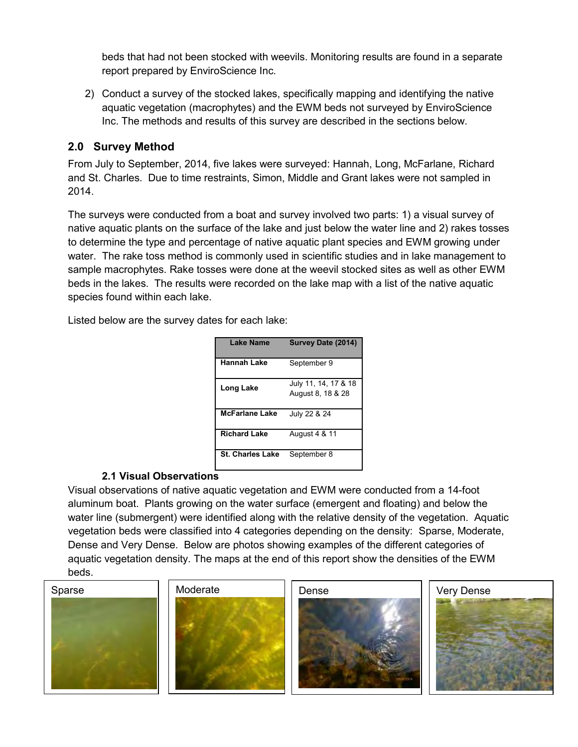beds that had not been stocked with weevils. Monitoring results are found in a separate report prepared by EnviroScience Inc.

2) Conduct a survey of the stocked lakes, specifically mapping and identifying the native aquatic vegetation (macrophytes) and the EWM beds not surveyed by EnviroScience Inc. The methods and results of this survey are described in the sections below.

## 2.0 Survey Method

From July to September, 2014, five lakes were surveyed: Hannah, Long, McFarlane, Richard and St. Charles. Due to time restraints, Simon, Middle and Grant lakes were not sampled in 2014.

The surveys were conducted from a boat and survey involved two parts: 1) a visual survey of native aquatic plants on the surface of the lake and just below the water line and 2) rakes tosses to determine the type and percentage of native aquatic plant species and EWM growing under water. The rake toss method is commonly used in scientific studies and in lake management to sample macrophytes. Rake tosses were done at the weevil stocked sites as well as other EWM beds in the lakes. The results were recorded on the lake map with a list of the native aquatic species found within each lake.

Listed below are the survey dates for each lake:

| Lake Name | Survey Date (2014) |
|---|---|
| Hannah Lake | September 9 |
| Long Lake | July 11, 14, 17 & 18<br>August 8, 18 & 28 |
| McFarlane Lake | July 22 & 24 |
| Richard Lake | August 4 & 11 |
| St. Charles Lake | September 8 |

### 2.1 Visual Observations

Visual observations of native aquatic vegetation and EWM were conducted from a 14-foot aluminum boat. Plants growing on the water surface (emergent and floating) and below the water line (submergent) were identified along with the relative density of the vegetation. Aquatic vegetation beds were classified into 4 categories depending on the density: Sparse, Moderate, Dense and Very Dense. Below are photos showing examples of the different categories of aquatic vegetation density. The maps at the end of this report show the densities of the EWM beds.

Sparse

Moderate

Dense

Very Dense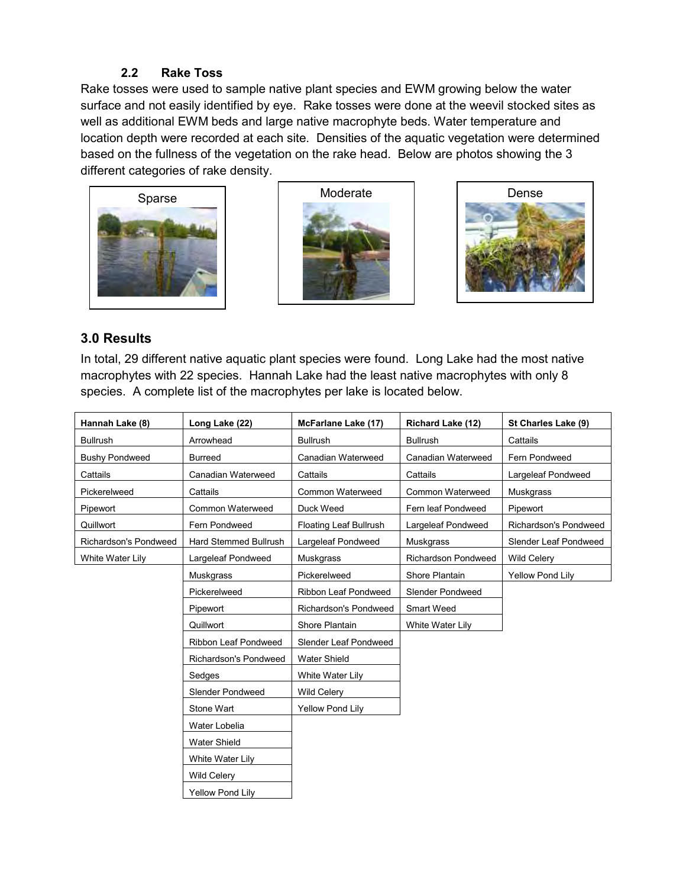### 2.2 Rake Toss

Rake tosses were used to sample native plant species and EWM growing below the water surface and not easily identified by eye. Rake tosses were done at the weevil stocked sites as well as additional EWM beds and large native macrophyte beds. Water temperature and location depth were recorded at each site. Densities of the aquatic vegetation were determined based on the fullness of the vegetation on the rake head. Below are photos showing the 3 different categories of rake density.

Sparse

Moderate

Dense

## 3.0 Results

In total, 29 different native aquatic plant species were found. Long Lake had the most native macrophytes with 22 species. Hannah Lake had the least native macrophytes with only 8 species. A complete list of the macrophytes per lake is located below.

| Hannah Lake (8) | Long Lake (22) | McFarlane Lake (17) | Richard Lake (12) | St Charles Lake (9) |
|---|---|---|---|---|
| Bullrush | Arrowhead | Bullrush | Bullrush | Cattails |
| Bushy Pondweed | Burreed | Canadian Waterweed | Canadian Waterweed | Fern Pondweed |
| Cattails | Canadian Waterweed | Cattails | Cattails | Largeleaf Pondweed |
| Pickerelweed | Cattails | Common Waterweed | Common Waterweed | Muskgrass |
| Pipewort | Common Waterweed | Duck Weed | Fern leaf Pondweed | Pipewort |
| Quillwort | Fern Pondweed | Floating Leaf Bullrush | Largeleaf Pondweed | Richardson's Pondweed |
| Richardson's Pondweed | Hard Stemmed Bullrush | Largeleaf Pondweed | Muskgrass | Slender Leaf Pondweed |
| White Water Lily | Largeleaf Pondweed | Muskgrass | Richardson Pondweed | Wild Celery |
| | Muskgrass | Pickerelweed | Shore Plantain | Yellow Pond Lily |
| | Pickerelweed | Ribbon Leaf Pondweed | Slender Pondweed | |
| | Pipewort | Richardson's Pondweed | Smart Weed | |
| | Quillwort | Shore Plantain | White Water Lily | |
| | Ribbon Leaf Pondweed | Slender Leaf Pondweed | | |
| | Richardson's Pondweed | Water Shield | | |
| | Sedges | White Water Lily | | |
| | Slender Pondweed | Wild Celery | | |
| | Stone Wart | Yellow Pond Lily | | |
| | Water Lobelia | | | |
| | Water Shield | | | |
| | White Water Lily | | | |
| | Wild Celery | | | |
| | Yellow Pond Lily | | | |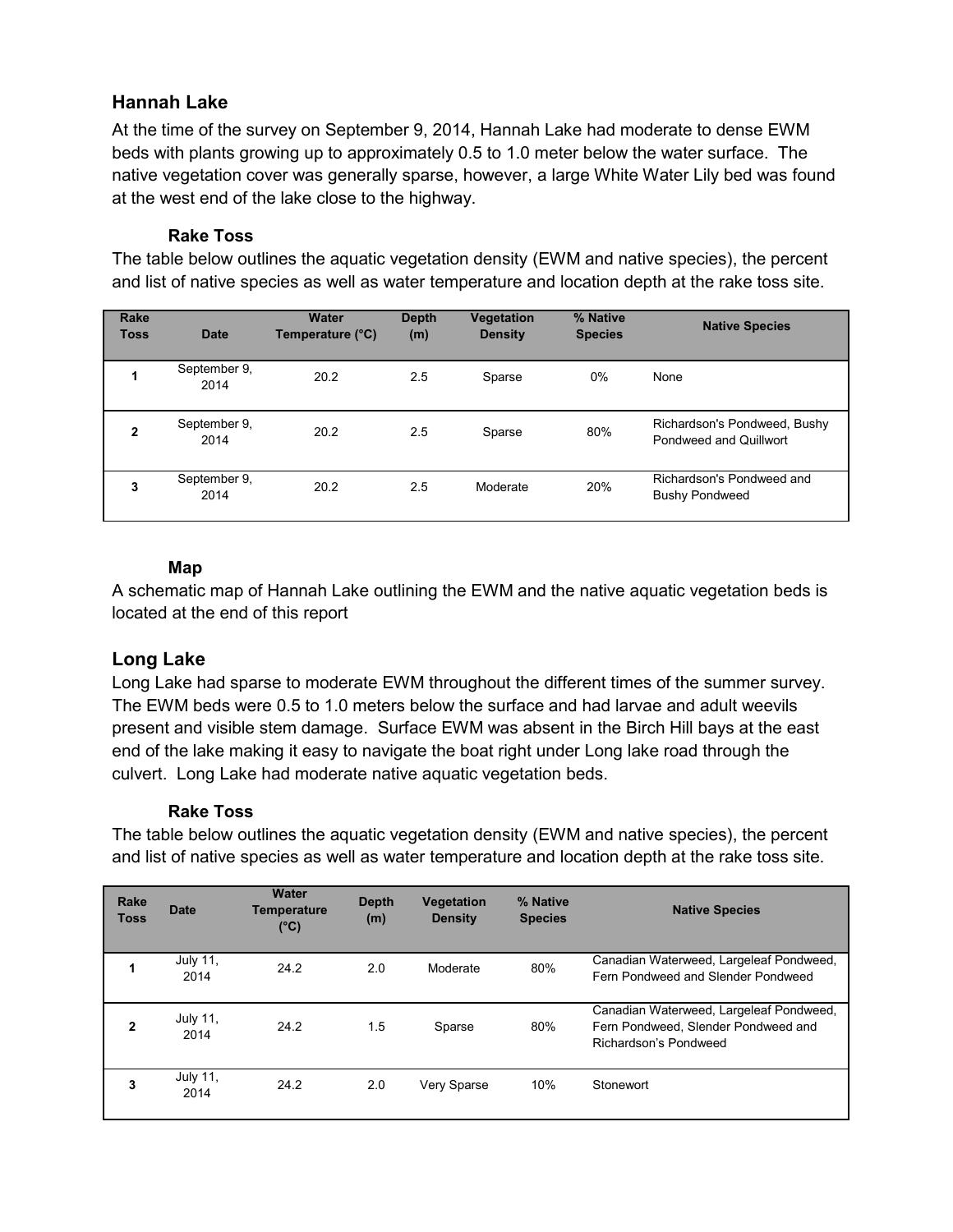## Hannah Lake

At the time of the survey on September 9, 2014, Hannah Lake had moderate to dense EWM beds with plants growing up to approximately 0.5 to 1.0 meter below the water surface. The native vegetation cover was generally sparse, however, a large White Water Lily bed was found at the west end of the lake close to the highway.

### Rake Toss

The table below outlines the aquatic vegetation density (EWM and native species), the percent and list of native species as well as water temperature and location depth at the rake toss site.

| Rake Toss | Date | Water Temperature (°C) | Depth (m) | Vegetation Density | % Native Species | Native Species |
|---|---|---|---|---|---|---|
| 1 | September 9, 2014 | 20.2 | 2.5 | Sparse | 0% | None |
| 2 | September 9, 2014 | 20.2 | 2.5 | Sparse | 80% | Richardson's Pondweed, Bushy Pondweed and Quillwort |
| 3 | September 9, 2014 | 20.2 | 2.5 | Moderate | 20% | Richardson's Pondweed and Bushy Pondweed |

### Map

A schematic map of Hannah Lake outlining the EWM and the native aquatic vegetation beds is located at the end of this report

## Long Lake

Long Lake had sparse to moderate EWM throughout the different times of the summer survey. The EWM beds were 0.5 to 1.0 meters below the surface and had larvae and adult weevils present and visible stem damage. Surface EWM was absent in the Birch Hill bays at the east end of the lake making it easy to navigate the boat right under Long lake road through the culvert. Long Lake had moderate native aquatic vegetation beds.

### Rake Toss

The table below outlines the aquatic vegetation density (EWM and native species), the percent and list of native species as well as water temperature and location depth at the rake toss site.

| Rake Toss | Date | Water Temperature (°C) | Depth (m) | Vegetation Density | % Native Species | Native Species |
|---|---|---|---|---|---|---|
| 1 | July 11, 2014 | 24.2 | 2.0 | Moderate | 80% | Canadian Waterweed, Largeleaf Pondweed, Fern Pondweed and Slender Pondweed |
| 2 | July 11, 2014 | 24.2 | 1.5 | Sparse | 80% | Canadian Waterweed, Largeleaf Pondweed, Fern Pondweed, Slender Pondweed and Richardson's Pondweed |
| 3 | July 11, 2014 | 24.2 | 2.0 | Very Sparse | 10% | Stonewort |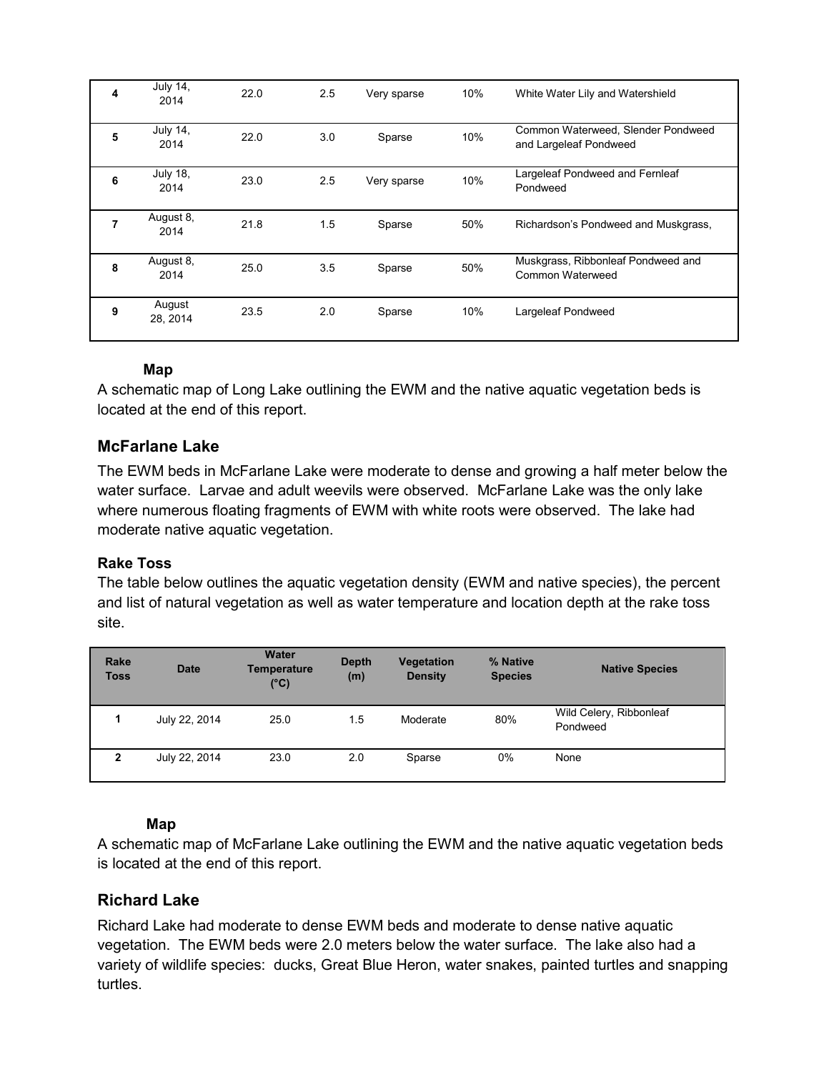| | | | | | | |
|---|---|---|---|---|---|---|
| 4 | July 14, 2014 | 22.0 | 2.5 | Very sparse | 10% | White Water Lily and Watershield |
| 5 | July 14, 2014 | 22.0 | 3.0 | Sparse | 10% | Common Waterweed, Slender Pondweed and Largeleaf Pondweed |
| 6 | July 18, 2014 | 23.0 | 2.5 | Very sparse | 10% | Largeleaf Pondweed and Fernleaf Pondweed |
| 7 | August 8, 2014 | 21.8 | 1.5 | Sparse | 50% | Richardson's Pondweed and Muskgrass, |
| 8 | August 8, 2014 | 25.0 | 3.5 | Sparse | 50% | Muskgrass, Ribbonleaf Pondweed and Common Waterweed |
| 9 | August 28, 2014 | 23.5 | 2.0 | Sparse | 10% | Largeleaf Pondweed |

**Map**

A schematic map of Long Lake outlining the EWM and the native aquatic vegetation beds is located at the end of this report.

## McFarlane Lake

The EWM beds in McFarlane Lake were moderate to dense and growing a half meter below the water surface. Larvae and adult weevils were observed. McFarlane Lake was the only lake where numerous floating fragments of EWM with white roots were observed. The lake had moderate native aquatic vegetation.

**Rake Toss**

The table below outlines the aquatic vegetation density (EWM and native species), the percent and list of natural vegetation as well as water temperature and location depth at the rake toss site.

| Rake Toss | Date | Water Temperature (°C) | Depth (m) | Vegetation Density | % Native Species | Native Species |
|---|---|---|---|---|---|---|
| 1 | July 22, 2014 | 25.0 | 1.5 | Moderate | 80% | Wild Celery, Ribbonleaf Pondweed |
| 2 | July 22, 2014 | 23.0 | 2.0 | Sparse | 0% | None |

**Map**

A schematic map of McFarlane Lake outlining the EWM and the native aquatic vegetation beds is located at the end of this report.

## Richard Lake

Richard Lake had moderate to dense EWM beds and moderate to dense native aquatic vegetation. The EWM beds were 2.0 meters below the water surface. The lake also had a variety of wildlife species: ducks, Great Blue Heron, water snakes, painted turtles and snapping turtles.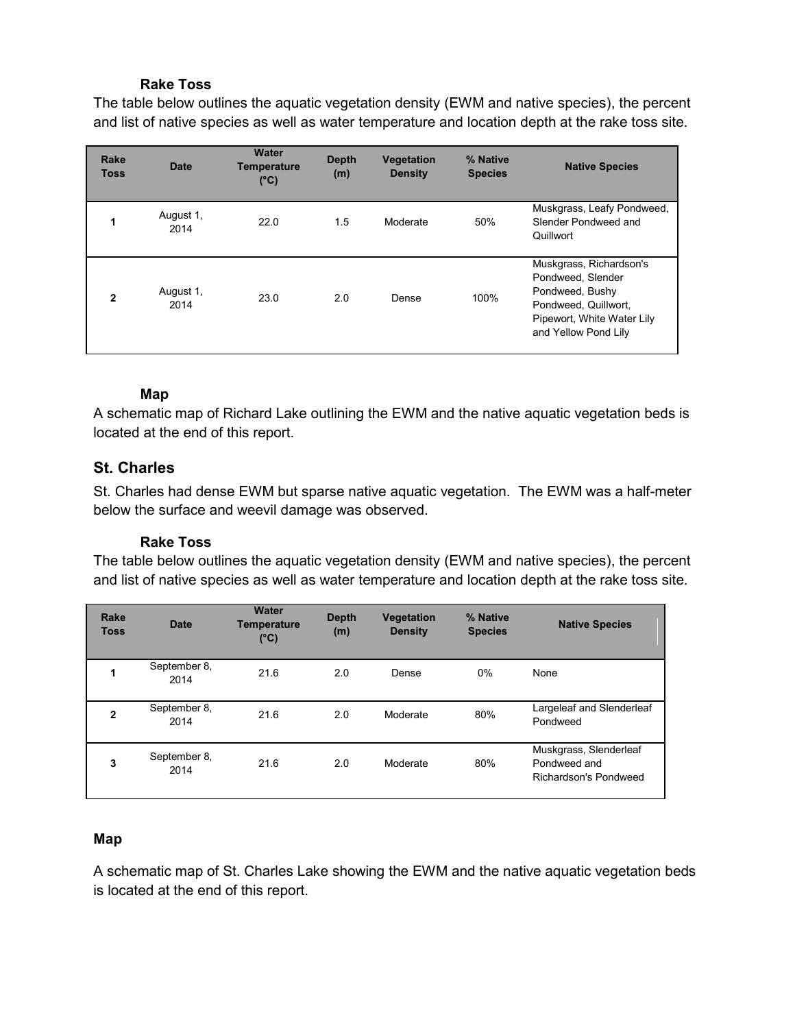#### Rake Toss

The table below outlines the aquatic vegetation density (EWM and native species), the percent and list of native species as well as water temperature and location depth at the rake toss site.

| Rake Toss | Date | Water Temperature (°C) | Depth (m) | Vegetation Density | % Native Species | Native Species |
|---|---|---|---|---|---|---|
| 1 | August 1, 2014 | 22.0 | 1.5 | Moderate | 50% | Muskgrass, Leafy Pondweed, Slender Pondweed and Quillwort |
| 2 | August 1, 2014 | 23.0 | 2.0 | Dense | 100% | Muskgrass, Richardson's Pondweed, Slender Pondweed, Bushy Pondweed, Quillwort, Pipewort, White Water Lily and Yellow Pond Lily |

#### Map

A schematic map of Richard Lake outlining the EWM and the native aquatic vegetation beds is located at the end of this report.

### St. Charles

St. Charles had dense EWM but sparse native aquatic vegetation. The EWM was a half-meter below the surface and weevil damage was observed.

#### Rake Toss

The table below outlines the aquatic vegetation density (EWM and native species), the percent and list of native species as well as water temperature and location depth at the rake toss site.

| Rake Toss | Date | Water Temperature (°C) | Depth (m) | Vegetation Density | % Native Species | Native Species |
|---|---|---|---|---|---|---|
| 1 | September 8, 2014 | 21.6 | 2.0 | Dense | 0% | None |
| 2 | September 8, 2014 | 21.6 | 2.0 | Moderate | 80% | Largeleaf and Slenderleaf Pondweed |
| 3 | September 8, 2014 | 21.6 | 2.0 | Moderate | 80% | Muskgrass, Slenderleaf Pondweed and Richardson's Pondweed |

#### Map

A schematic map of St. Charles Lake showing the EWM and the native aquatic vegetation beds is located at the end of this report.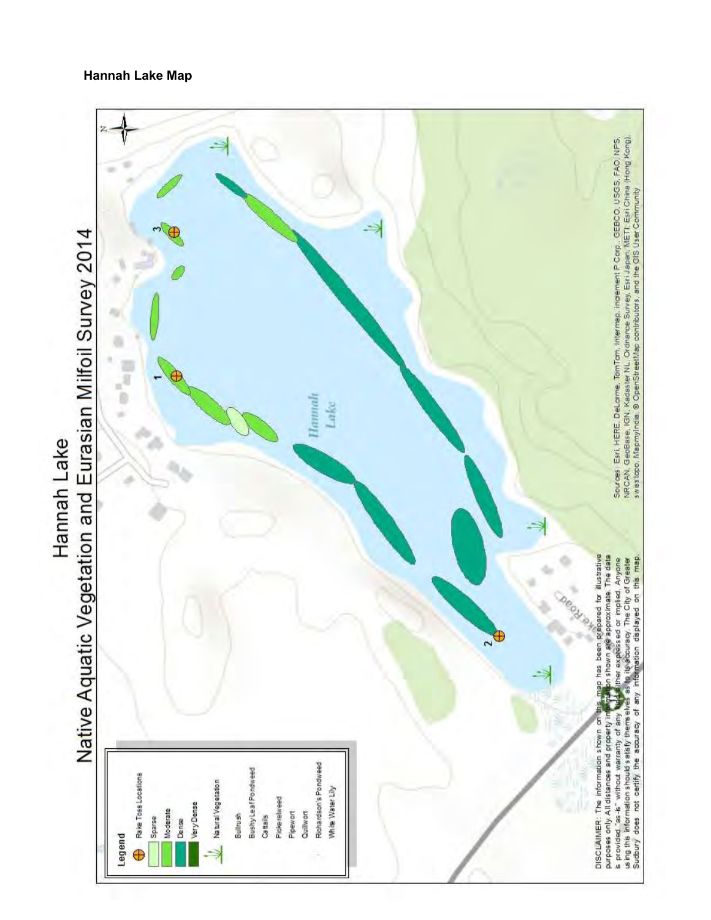**Hannah Lake Map**

Hannah Lake

Native Aquatic Vegetation and Eurasian Milfoil Survey 2014

Legend

- Rake Toss Locations
- Sparse
- Moderate
- Dense
- Very Dense
- Natural Vegetation

Bullrush
Bushy Leaf Pondweed
Cattails
Pickerelweed
Pipewort
Quillwort
Richardson's Pondweed
White Water Lily

Hannah Lake

1

2

3

DISCLAIMER: The information shown on this map has been prepared for illustrative purposes only. All distances and property information shown are approximate. The data is provided "as-is" without warranty of any kind either expressed or implied. Anyone using this information should satisfy themselves as to its accuracy. The City of Greater Sudbury does not certify the accuracy of any information displayed on this map.

Sources: Esri, HERE, DeLorme, TomTom, Intermap, increment P Corp., GEBCO, USGS, FAO, NPS, NRCAN, GeoBase, IGN, Kadaster NL, Ordnance Survey, Esri Japan, METI, Esri China (Hong Kong), swisstopo, MapmyIndia, © OpenStreetMap contributors, and the GIS User Community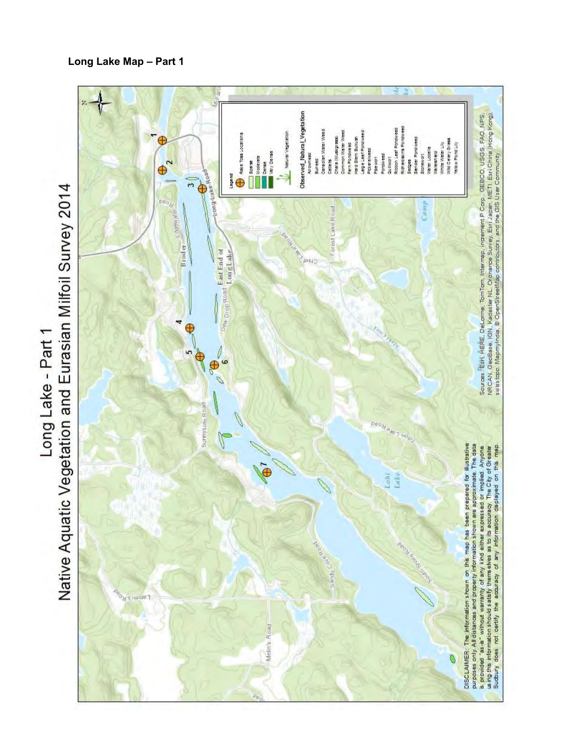**Long Lake Map – Part 1**

# Long Lake - Part 1
## Native Aquatic Vegetation and Eurasian Milfoil Survey 2014

Legend

- Rake Toss Locations
- Sparse
- Moderate
- Dense
- Very Dense
- Natural Vegetation

Observed_Natural_Vegetation

- Arrowhead
- Burreed
- Canadian Water Weed
- Cattails
- Chara (Muskgrass)
- Common Water Weed
- Fern Pondweed
- Hard Stem Bulrush
- Large Leaf Pondweed
- Pickerelweed
- Pipewort
- Pondweed
- Quillwort
- Ribbon Leaf Pondweed
- Richardson's Pondweed
- Sedges
- Slender Pondweed
- Stonewort
- Water Lobelia
- Watershield
- White Water Lily
- Wild Celery Grass
- Yellow Pond Lily

DISCLAIMER: The information shown on this map has been prepared for illustrative purposes only. All distances and property information shown are approximate. The data is provided "as-is" without warranty of any kind either expressed or implied. Anyone using this information should satisfy themselves as to its accuracy. The City of Greater Sudbury does not certify the accuracy of any information displayed on this map.

Sources: Esri, HERE, DeLorme, TomTom, Intermap, increment P Corp., GEBCO, USGS, FAO, NPS, NRCAN, GeoBase, IGN, Kadaster NL, Ordnance Survey, Esri Japan, METI, Esri China (Hong Kong), swisstopo, MapmyIndia, © OpenStreetMap contributors, and the GIS User Community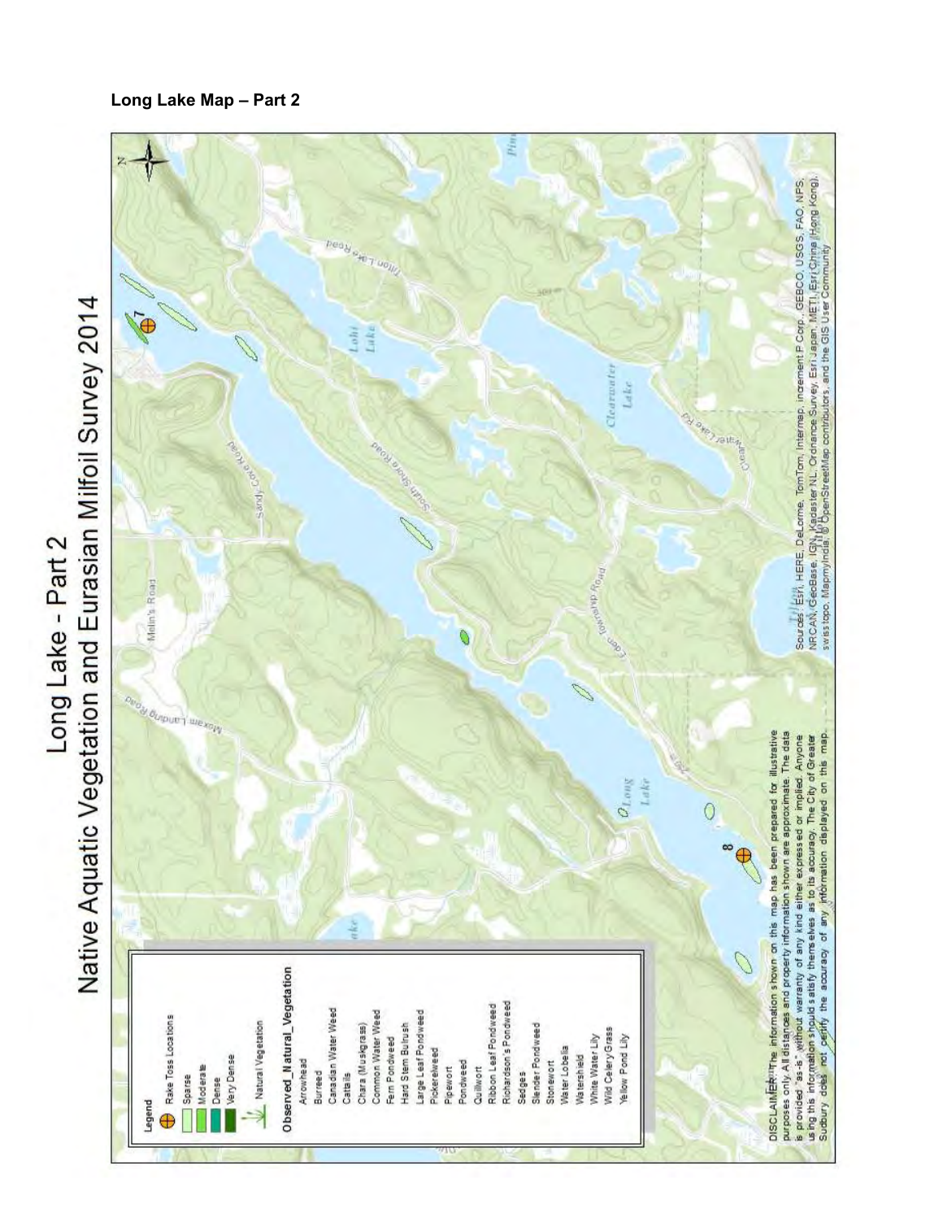**Long Lake Map – Part 2**

# Long Lake - Part 2
## Native Aquatic Vegetation and Eurasian Milfoil Survey 2014

**Legend**

- Rake Toss Locations
- Sparse
- Moderate
- Dense
- Very Dense
- Natural Vegetation

**Observed_Natural_Vegetation**

- Arrowhead
- Burreed
- Canadian Water Weed
- Cattails
- Chara (Muskgrass)
- Common Water Weed
- Fern Pondweed
- Hard Stem Bulrush
- Large Leaf Pondweed
- Pickerelweed
- Pipewort
- Pondweed
- Quillwort
- Ribbon Leaf Pondweed
- Richardson's Pondweed
- Sedges
- Slender Pondweed
- Stonewort
- Water Lobelia
- Watershield
- White Water Lily
- Wild Celery Grass
- Yellow Pond Lily

DISCLAIMER: The information shown on this map has been prepared for illustrative purposes only. All distances and property information shown are approximate. The data is provided "as-is" without warranty of any kind either expressed or implied. Anyone using this information should satisfy themselves as to its accuracy. The City of Greater Sudbury does not certify the accuracy of any information displayed on this map.

Sources: Esri, HERE, DeLorme, TomTom, Intermap, increment P Corp., GEBCO, USGS, FAO, NPS, NRCAN, GeoBase, IGN, Kadaster NL, Ordnance Survey, Esri Japan, METI, Esri China (Hong Kong), swisstopo, MapmyIndia, © OpenStreetMap contributors, and the GIS User Community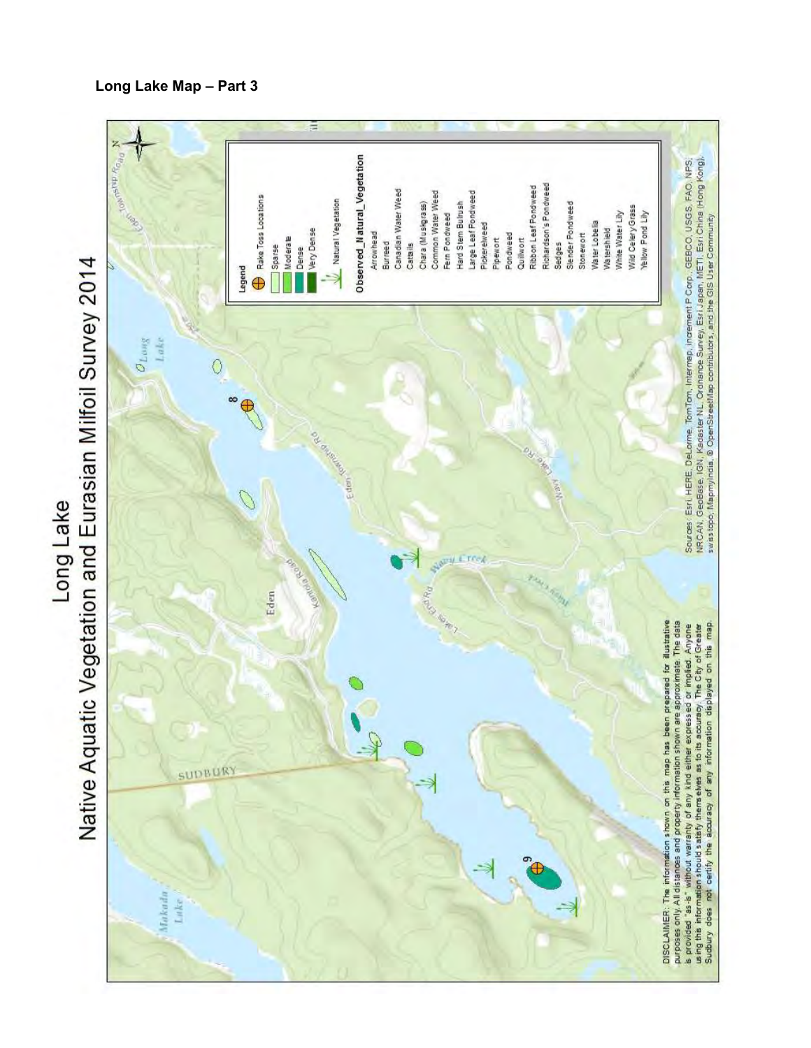## Long Lake Map – Part 3

# Long Lake
# Native Aquatic Vegetation and Eurasian Milfoil Survey 2014

**Legend**

- Rake Toss Locations
- Sparse
- Moderate
- Dense
- Very Dense
- Natural Vegetation

**Observed_Natural_Vegetation**

- Arrowhead
- Burreed
- Canadian Water Weed
- Cattails
- Chara (Muskgrass)
- Common Water Weed
- Fern Pondweed
- Hard Stem Bulrush
- Large Leaf Pondweed
- Pickerelweed
- Pipewort
- Pondweed
- Quillwort
- Ribbon Leaf Pondweed
- Richardson's Pondweed
- Sedges
- Slender Pondweed
- Stonewort
- Water Lobelia
- Watershield
- White Water Lily
- Wild CeleryGrass
- Yellow Pond Lily

Sources: Esri, HERE, DeLorme, TomTom, Intermap, increment P Corp., GEBCO, USGS, FAO, NPS, NRCAN, GeoBase, IGN, Kadaster NL, Ordnance Survey, Esri Japan, METI, Esri China (Hong Kong), swisstopo, Mapmyindia, © OpenStreetMap contributors, and the GIS User Community

DISCLAIMER: The information shown on this map has been prepared for illustrative purposes only. All distances and property information shown are approximate. The data is provided "as-is" without warranty of any kind either expressed or implied. Anyone using this information should satisfy themselves as to its accuracy. The City of Greater Sudbury does not certify the accuracy of any information displayed on this map.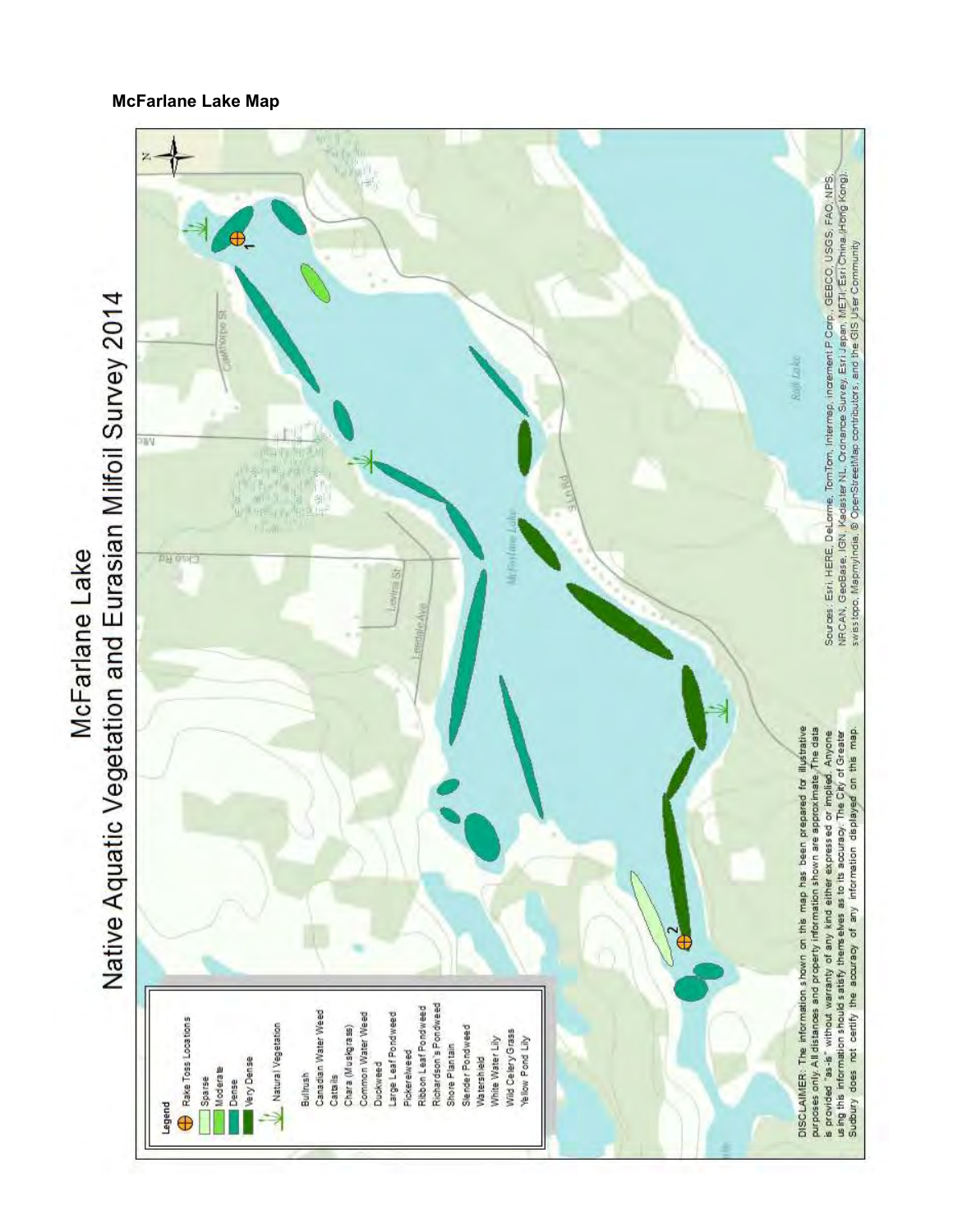**McFarlane Lake Map**

# McFarlane Lake

## Native Aquatic Vegetation and Eurasian Milfoil Survey 2014

**Legend**

- Rake Toss Locations
- Sparse
- Moderate
- Dense
- Very Dense
- Natural Vegetation

Bullrush
Canadian Water Weed
Cattails
Chara (Muskgrass)
Common Water Weed
Duckweed
Large Leaf Pondweed
Pickerelweed
Ribbon Leaf Pondweed
Richardson's Pondweed
Shore Plantain
Slender Pondweed
Watershield
White Water Lily
Wild Celery Grass
Yellow Pond Lily

DISCLAIMER: The information shown on this map has been prepared for illustrative purposes only. All distances and property information shown are approximate. The data is provided "as-is" without warranty of any kind either expressed or implied. Anyone using this information should satisfy themselves as to its accuracy. The City of Greater Sudbury does not certify the accuracy of any information displayed on this map.

Sources: Esri, HERE, DeLorme, TomTom, Intermap, increment P Corp., GEBCO, USGS, FAO, NPS, NRCAN, GeoBase, IGN, Kadaster NL, Ordnance Survey, Esri Japan, METI, Esri China (Hong Kong), swisstopo, MapmyIndia, © OpenStreetMap contributors, and the GIS User Community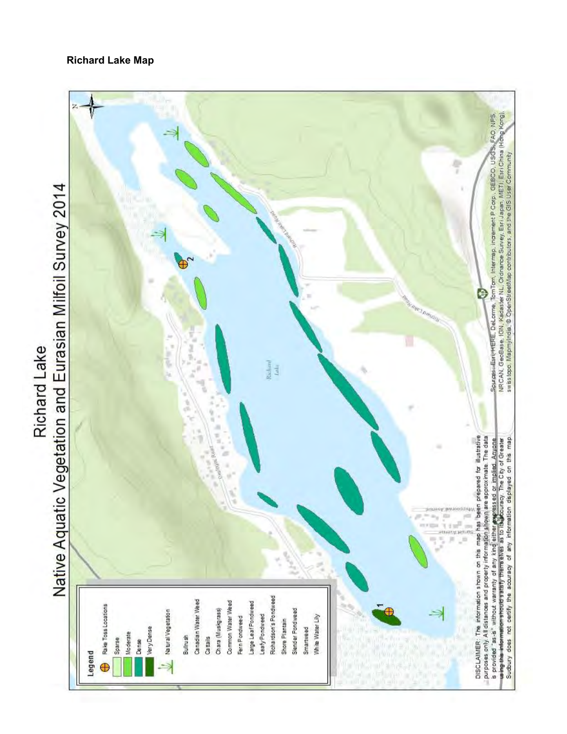**Richard Lake Map**

# Richard Lake
## Native Aquatic Vegetation and Eurasian Milfoil Survey 2014

**Legend**

- Rake Toss Locations
- Sparse
- Moderate
- Dense
- Very Dense
- Natural Vegetation

Bullrush
Canadian Water Weed
Cattails
Chara (Muskgrass)
Common Water Weed
Fern Pondweed
Large Leaf Pondweed
Leafy Pondweed
Richardson's Pondweed
Shore Plantain
Slender Pondweed
Smartweed
White Water Lily

DISCLAIMER: The information shown on this map has been prepared for illustrative purposes only. All distances and property information shown are approximate. The data is provided "as-is" without warranty of any kind, either expressed or implied. Anyone using the information should satisfy themselves as to its accuracy. The City of Greater Sudbury does not certify the accuracy of any information displayed on this map.

Sources: Esri, HERE, DeLorme, TomTom, Intermap, increment P Corp., GEBCO, USGS, FAO, NPS, NRCAN, GeoBase, IGN, Kadaster NL, Ordnance Survey, Esri Japan, METI, Esri China (Hong Kong), swisstopo, MapmyIndia, © OpenStreetMap contributors, and the GIS User Community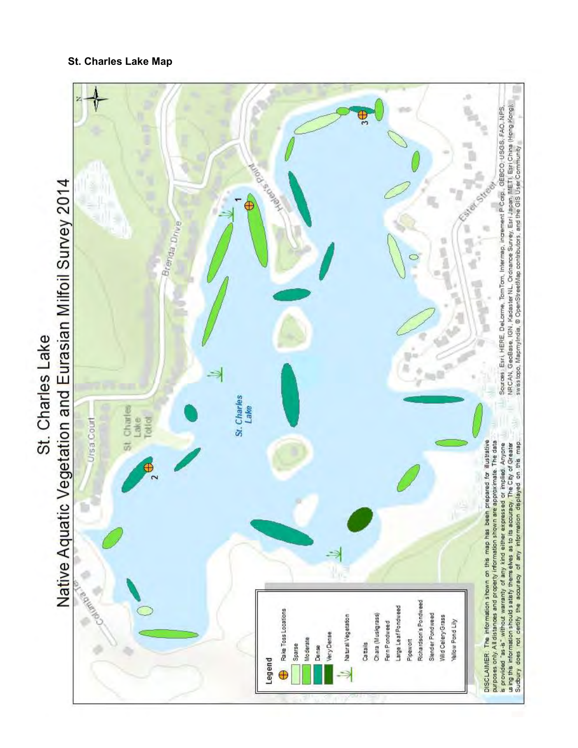**St. Charles Lake Map**

# St. Charles Lake

## Native Aquatic Vegetation and Eurasian Milfoil Survey 2014

Ursa Court

St. Charles Lake Totlot

Brenda Drive

Helen's Point

Ester Street

Columbia Terr

St. Charles Lake

1

2

3

**Legend**

- Rake Toss Locations
- Sparse
- Moderate
- Dense
- Very Dense
- Natural Vegetation

Cattails

Chara (Muskgrass)

Fern Pondweed

Large Leaf Pondweed

Pipewort

Richardson's Pondweed

Slender Pondweed

Wild Celery Grass

Yellow Pond Lily

DISCLAIMER: The information shown on this map has been prepared for illustrative purposes only. All distances and property information shown are approximate. The data is provided "as-is" without warranty of any kind either expressed or implied. Anyone using this information should satisfy themselves as to its accuracy. The City of Greater Sudbury does not certify the accuracy of any information displayed on this map.

Sources: Esri, HERE, DeLorme, TomTom, Intermap, increment P Corp., GEBCO, USGS, FAO, NPS, NRCAN, GeoBase, IGN, Kadaster NL, Ordnance Survey, Esri Japan, METI, Esri China (Hong Kong), swisstopo, MapmyIndia, © OpenStreetMap contributors, and the GIS User Community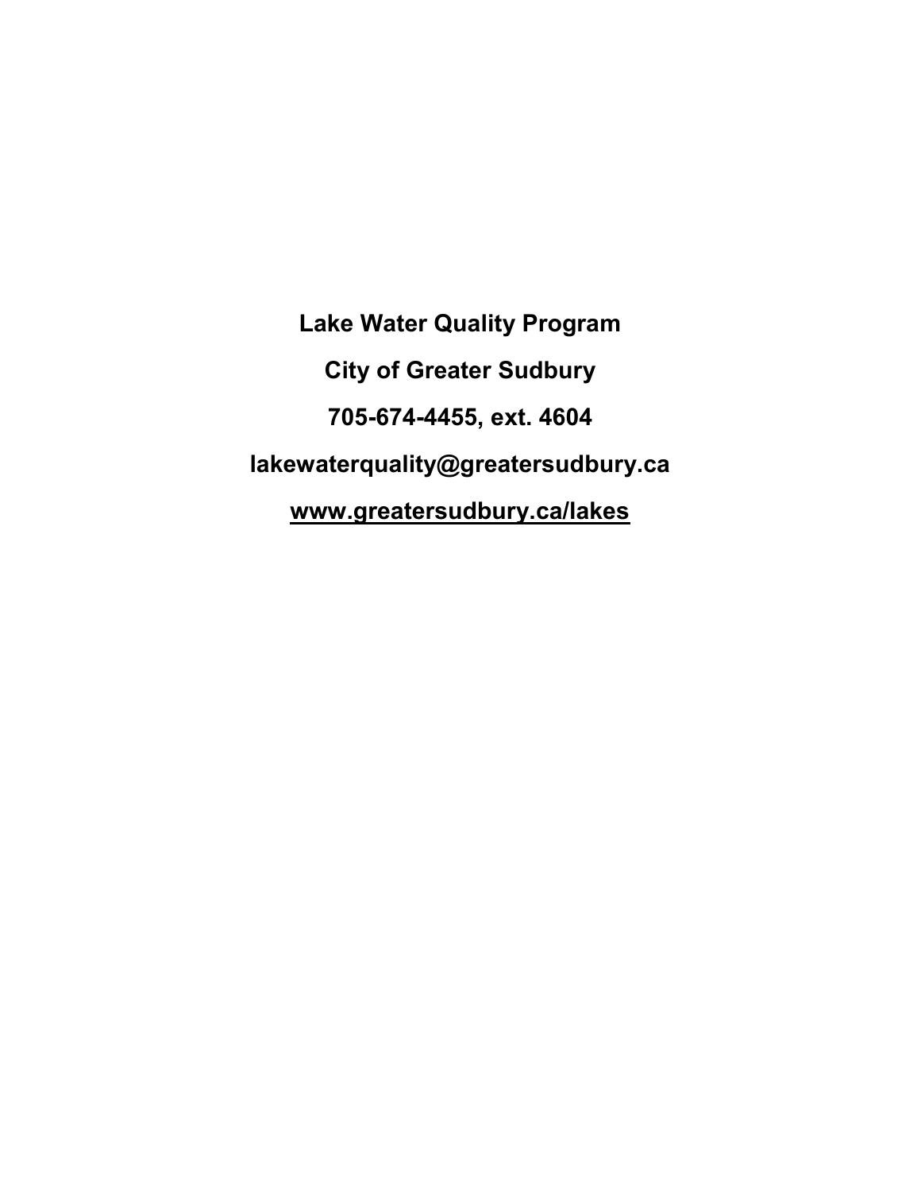**Lake Water Quality Program**

**City of Greater Sudbury**

**705-674-4455, ext. 4604**

**lakewaterquality@greatersudbury.ca**

**www.greatersudbury.ca/lakes**